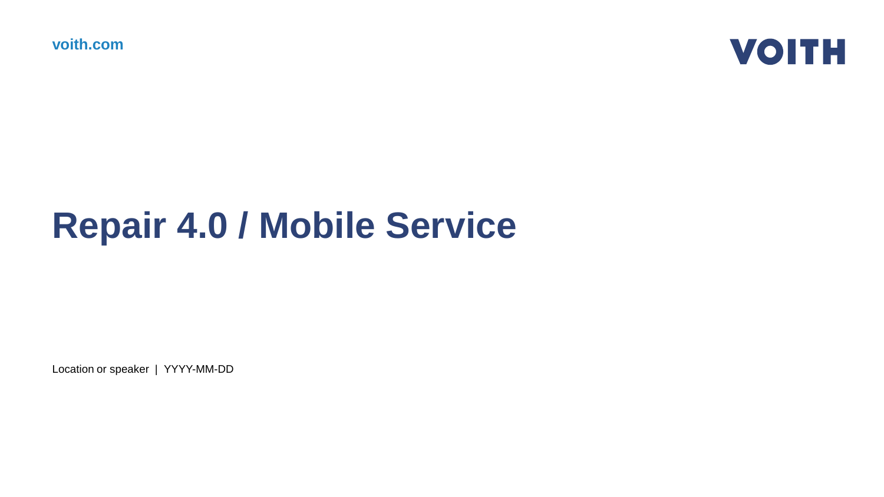voith.com

VOITH

# Repair 4.0 / Mobile Service

Location or speaker | YYYY-MM-DD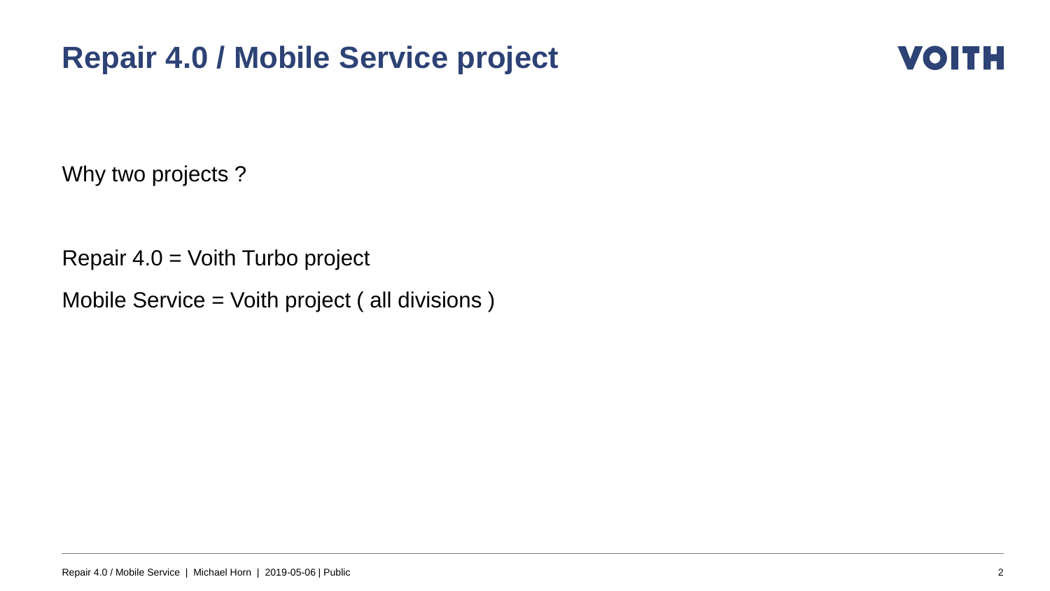# Repair 4.0 / Mobile Service project

Why two projects ?

Repair 4.0 = Voith Turbo project

Mobile Service = Voith project ( all divisions )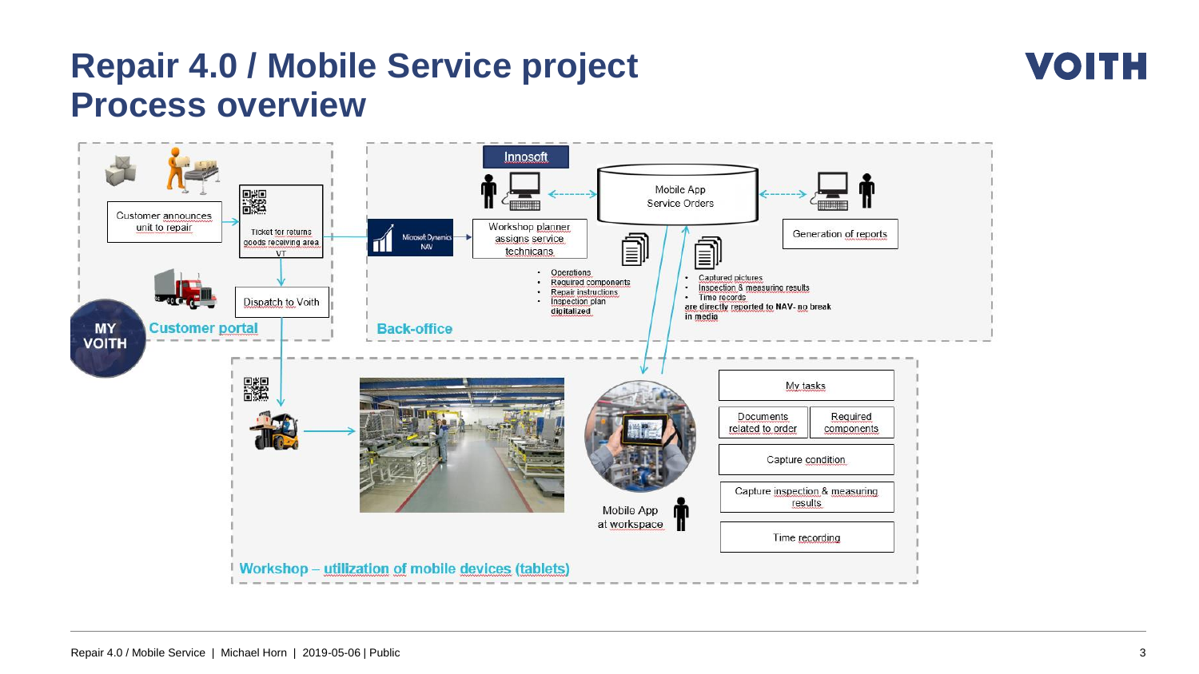# Repair 4.0 / Mobile Service project
# Process overview

VOITH

## Customer portal

MY VOITH

- Customer announces unit to repair
- Ticket for returns goods receiving area VT
- Dispatch to Voith

## Back-office

Innosoft

Microsoft Dynamics NAV

- Workshop planner assigns service technicans
- Mobile App Service Orders
- Generation of reports

- Operations
- Required components
- Repair instructions
- Inspection plan digitalized

- Captured pictures
- Inspection & measuring results
- Time records

are directly reported to NAV- no break in media

## Workshop – utilization of mobile devices (tablets)

Mobile App at workspace

- My tasks
- Documents related to order
- Required components
- Capture condition
- Capture inspection & measuring results
- Time recording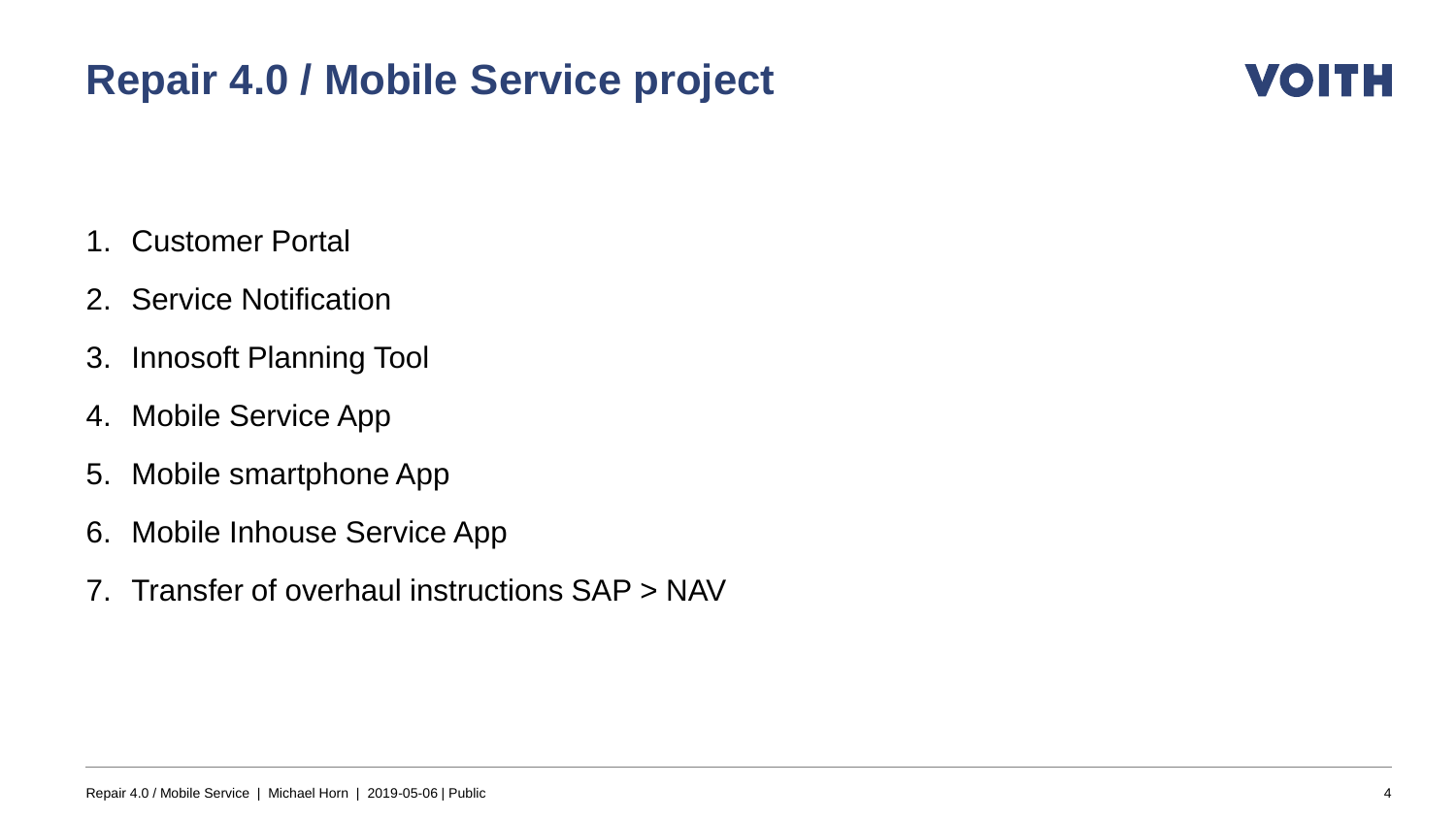# Repair 4.0 / Mobile Service project

1. Customer Portal
2. Service Notification
3. Innosoft Planning Tool
4. Mobile Service App
5. Mobile smartphone App
6. Mobile Inhouse Service App
7. Transfer of overhaul instructions SAP > NAV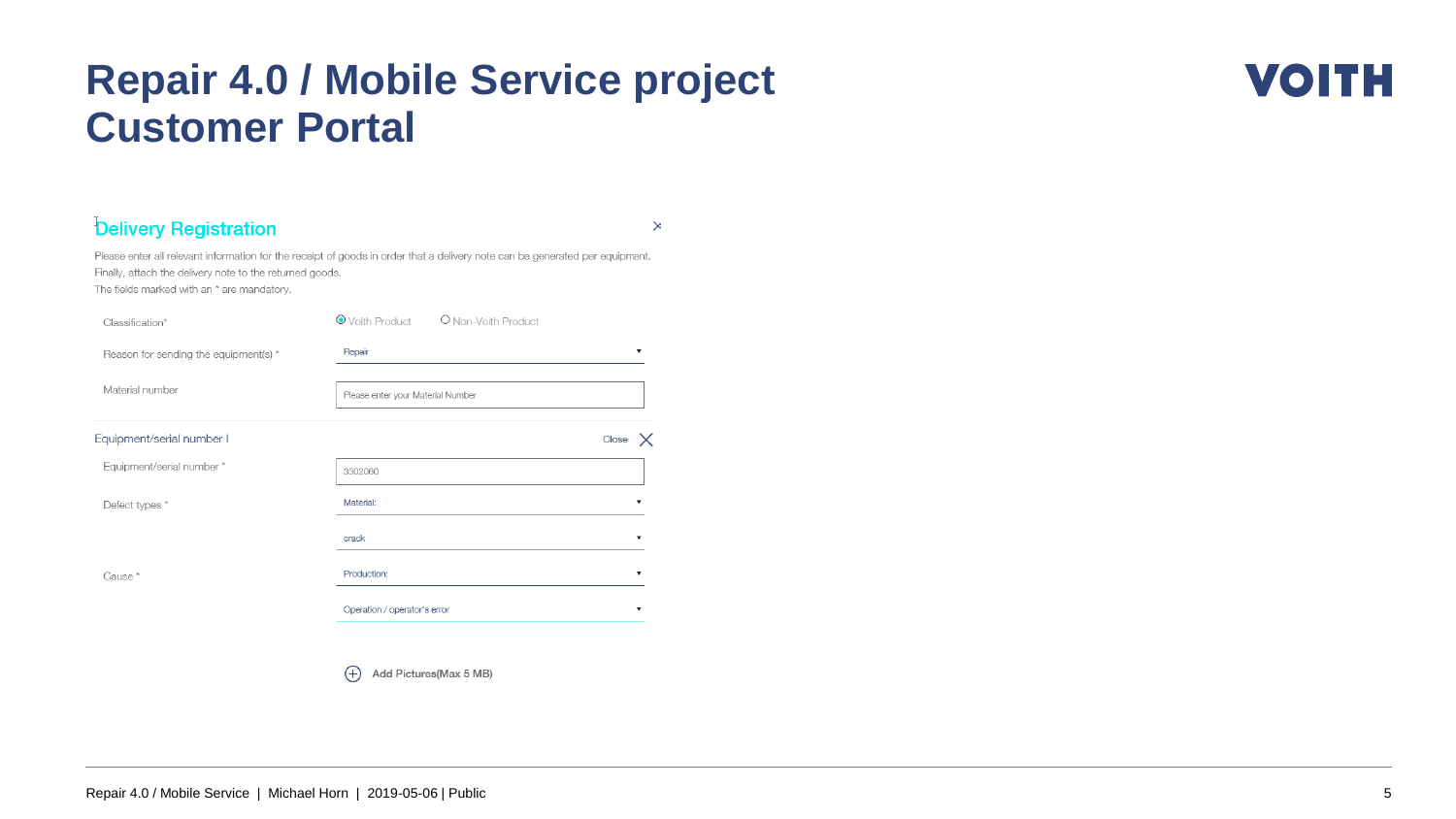# Repair 4.0 / Mobile Service project Customer Portal

VOITH

## Delivery Registration

Please enter all relevant information for the receipt of goods in order that a delivery note can be generated per equipment.
Finally, attach the delivery note to the returned goods.
The fields marked with an * are mandatory.

Classification* ◉ Voith Product ○ Non-Voith Product

Reason for sending the equipment(s) * Repair

Material number Please enter your Material Number

Equipment/serial number I Close

Equipment/serial number * 3302060

Defect types * Material:

crack

Cause * Production:

Operation / operator's error

Add Pictures(Max 5 MB)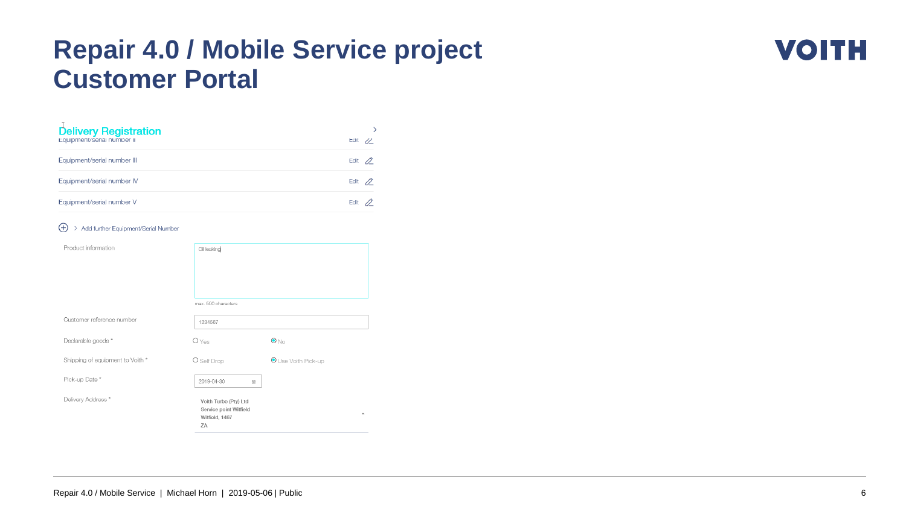# Repair 4.0 / Mobile Service project
# Customer Portal

## Delivery Registration

Equipment/serial number II — Edit

Equipment/serial number III — Edit

Equipment/serial number IV — Edit

Equipment/serial number V — Edit

(+) > Add further Equipment/Serial Number

| Field | Value | |
|---|---|---|
| Product information | Oil leaking (max. 500 characters) | |
| Customer reference number | 1234567 | |
| Declarable goods * | ○ Yes | ◉ No |
| Shipping of equipment to Voith * | ○ Self Drop | ◉ Use Voith Pick-up |
| Pick-up Date * | 2019-04-30 | |
| Delivery Address * | Voith Turbo (Pty) Ltd<br>Service point Witfield<br>Witfield, 1467<br>ZA | |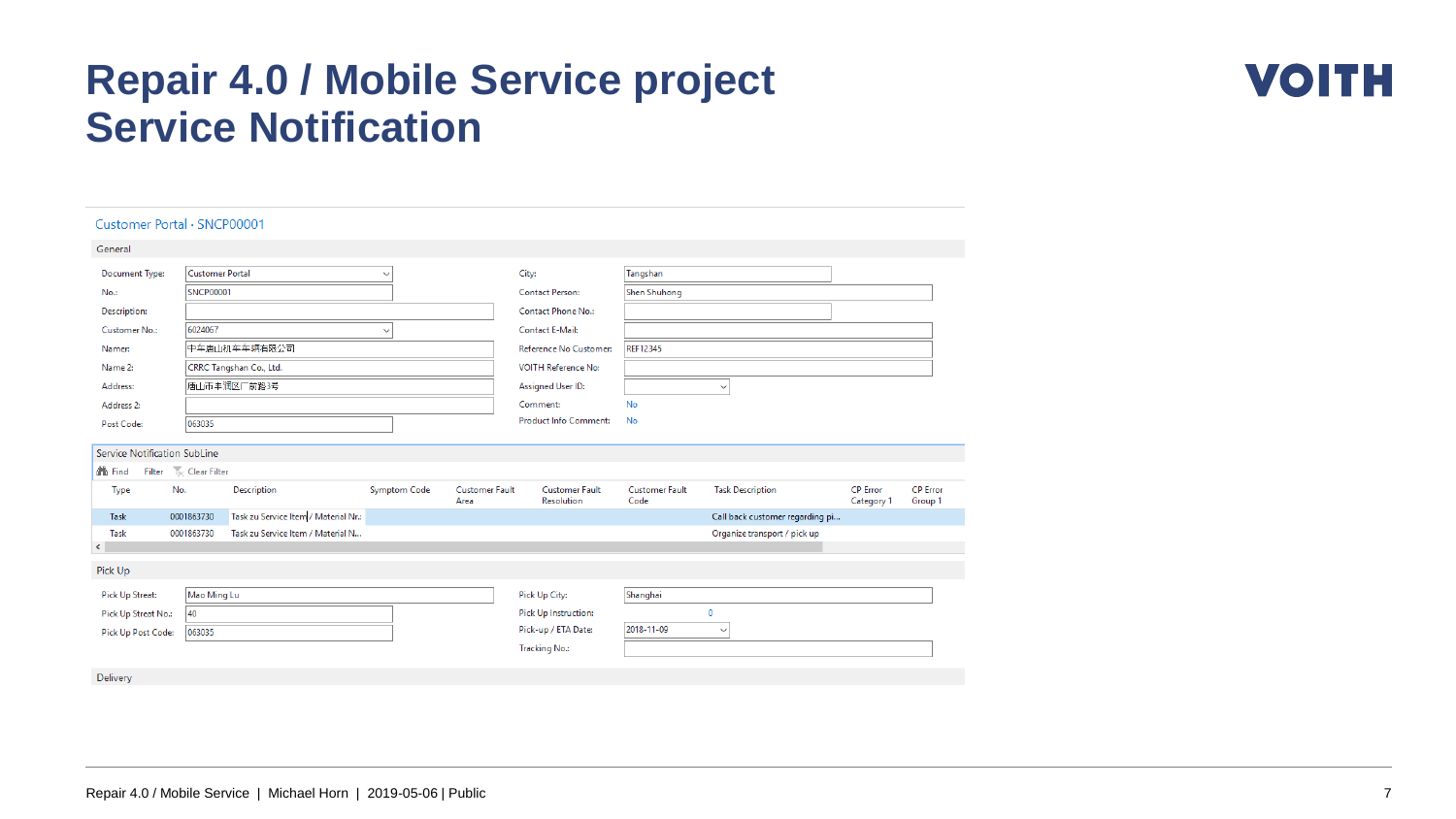# Repair 4.0 / Mobile Service project Service Notification

VOITH

Customer Portal · SNCP00001

**General**

| Field | Value | Field | Value |
|---|---|---|---|
| Document Type: | Customer Portal | City: | Tangshan |
| No.: | SNCP00001 | Contact Person: | Shen Shuhong |
| Description: | | Contact Phone No.: | |
| Customer No.: | 6024067 | Contact E-Mail: | |
| Name: | 中车唐山机车车辆有限公司 | Reference No Customer: | REF12345 |
| Name 2: | CRRC Tangshan Co., Ltd. | VOITH Reference No: | |
| Address: | 唐山市丰润区厂前路3号 | Assigned User ID: | |
| Address 2: | | Comment: | No |
| Post Code: | 063035 | Product Info Comment: | No |

**Service Notification SubLine**

Find Filter Clear Filter

| Type | No. | Description | Symptom Code | Customer Fault Area | Customer Fault Resolution | Customer Fault Code | Task Description | CP Error Category 1 | CP Error Group 1 |
|---|---|---|---|---|---|---|---|---|---|
| Task | 0001863730 | Task zu Service Item / Material Nr.: | | | | | Call back customer regarding pi... | | |
| Task | 0001863730 | Task zu Service Item / Material N... | | | | | Organize transport / pick up | | |

**Pick Up**

| Field | Value | Field | Value |
|---|---|---|---|
| Pick Up Street: | Mao Ming Lu | Pick Up City: | Shanghai |
| Pick Up Street No.: | 40 | Pick Up Instruction: | 0 |
| Pick Up Post Code: | 063035 | Pick-up / ETA Date: | 2018-11-09 |
| | | Tracking No.: | |

**Delivery**

Repair 4.0 / Mobile Service | Michael Horn | 2019-05-06 | Public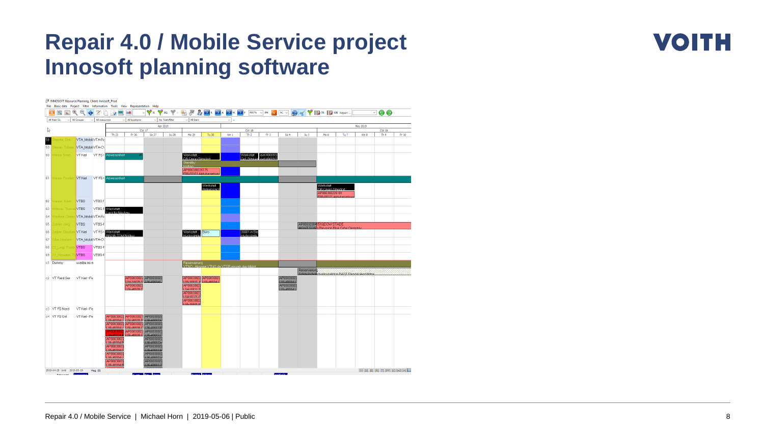# Repair 4.0 / Mobile Service project
# Innosoft planning software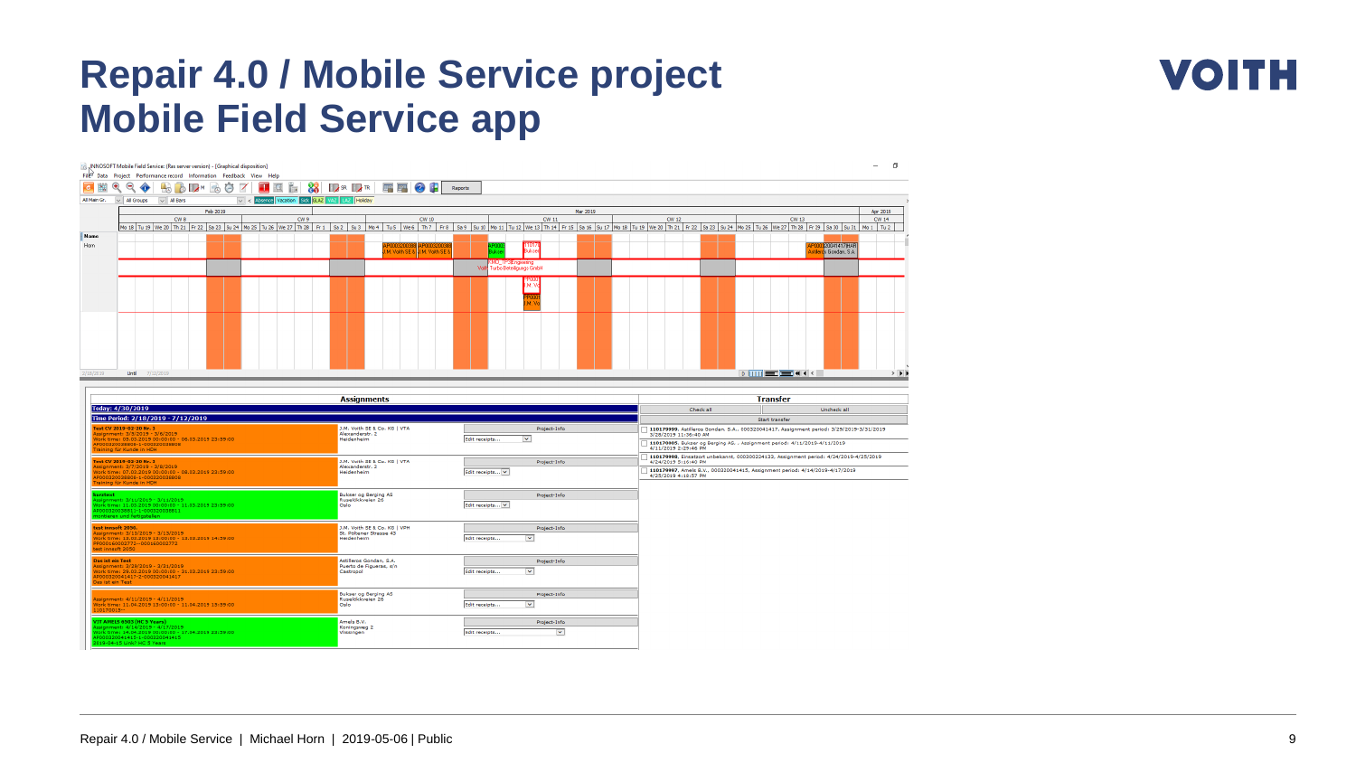# Repair 4.0 / Mobile Service project
# Mobile Field Service app

VOITH

INNOSOFT Mobile Field Service: (Ras server version) - [Graphical disposition]

File Data Project Performance record Information Feedback View Help

Reports

All Main Gr. | All Groups | All Bars | Absence | Vacation | Sick | BLAZ | VALZ | LAZ | Holiday

Feb 2019 | Mar 2019 | Apr 2019

CW 8 | CW 9 | CW 10 | CW 11 | CW 12 | CW 13 | CW 14

Name: Horn

2/18/2019 Until 7/12/2019

## Assignments

Today: 4/30/2019

Time Period: 2/18/2019 - 7/12/2019

| Assignment | Customer | |
|---|---|---|
| Test CV 2019-02 20 Nr. 1<br>Assignment: 3/5/2019 - 3/6/2019<br>Work time: 05.03.2019 00:00:00 - 06.03.2019 23:59:00<br>AP000320038808-1-000320038808<br>Training für Kunde in HDH | J.M. Voith SE & Co. KG \| VTA<br>Alexanderstr. 2<br>Heidenheim | Project-Info<br>Edit receipts... |
| Test CV 2019-02 20 Nr. 2<br>Assignment: 3/7/2019 - 3/8/2019<br>Work time: 07.03.2019 00:00:00 - 08.03.2019 23:59:00<br>AP000320038808-1-000320038808<br>Training für Kunde in HDH | J.M. Voith SE & Co. KG \| VTA<br>Alexanderstr. 2<br>Heidenheim | Project-Info<br>Edit receipts... |
| Kontakt<br>Assignment: 3/11/2019 - 3/11/2019<br>Work time: 11.03.2019 00:00:00 - 11.03.2019 23:59:00<br>AP000320038811-1-000320038811<br>montieren und fertigstellen | Bukser og Berging AS<br>Fugleliekveien 26<br>Oslo | Project-Info<br>Edit receipts... |
| test innsoft 2050<br>Assignment: 3/13/2019 - 3/13/2019<br>Work time: 13.03.2019 13:00:00 - 13.03.2019 14:59:00<br>PP000160002772-000160002772<br>test innsoft 2050 | J.M. Voith SE & Co. KG \| VPH<br>St. Pöltener Strasse 43<br>Heidenheim | Project-Info<br>Edit receipts... |
| Das ist ein Test<br>Assignment: 3/29/2019 - 3/31/2019<br>Work time: 29.03.2019 00:00:00 - 31.03.2019 23:59:00<br>AP000320041417-2-000320041417<br>Das ist ein Test | Astilleros Gondan, S.A.<br>Puerto de Figueras, s/n<br>Castropol | Project-Info<br>Edit receipts... |
| Assignment: 4/11/2019 - 4/11/2019<br>Work time: 11.04.2019 13:00:00 - 11.04.2019 15:59:00<br>110170013- | Bukser og Berging AS<br>Fugleliekveien 26<br>Oslo | Project-Info<br>Edit receipts... |
| VTF AM815 0503 (HC 5 Years)<br>Assignment: 4/14/2019 - 4/17/2019<br>Work time: 14.04.2019 00:00:00 - 17.04.2019 23:59:00<br>AP000320041415-1-000320041415<br>2019-04-15 Unit? HC 5 Years | Amels B.V.<br>Koningsweg 2<br>Vlissingen | Project-Info<br>Edit receipts... |

## Transfer

Check all | Uncheck all

Start transfer

- 110179999, Astilleros Gondan, S.A., 000320041417, Assignment period: 3/29/2019-3/31/2019 3/28/2019 11:36:40 AM
- 110170005, Bukser og Berging AS, , Assignment period: 4/11/2019-4/11/2019 4/11/2019 2:29:46 PM
- 110179998, Einsatzort unbekannt, 000300304133, Assignment period: 4/24/2019-4/25/2019 4/24/2019 5:16:40 PM
- 110179997, Amels B.V., 000320041415, Assignment period: 4/14/2019-4/17/2019 4/25/2019 4:18:57 PM

Repair 4.0 / Mobile Service | Michael Horn | 2019-05-06 | Public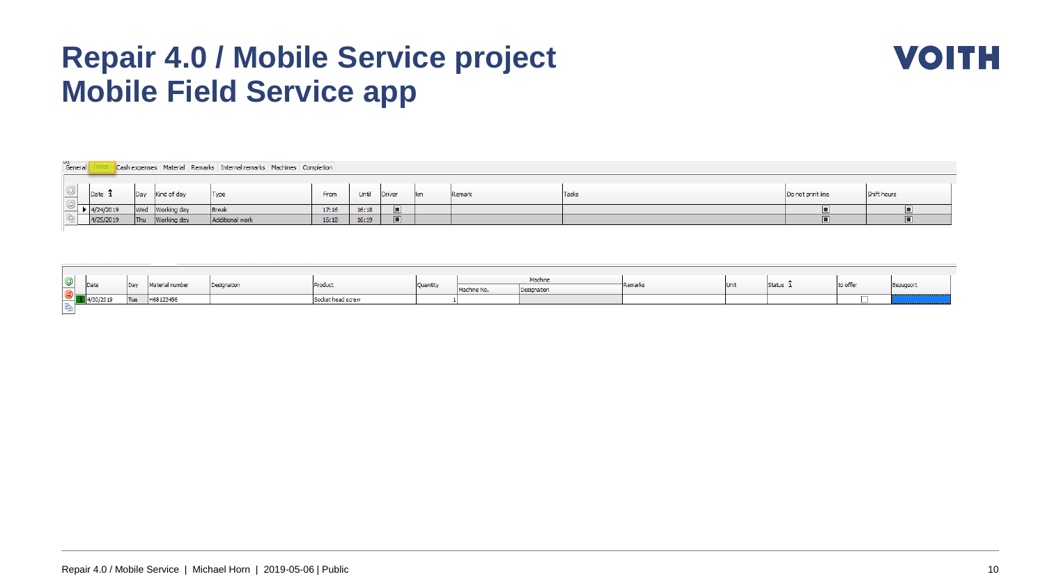# Repair 4.0 / Mobile Service project
# Mobile Field Service app

General | Times | Cash expenses | Material | Remarks | Internal remarks | Machines | Completion

| Date | Day | Kind of day | Type | From | Until | Driver | km | Remark | Tasks | Do not print line | Shift hours |
|---|---|---|---|---|---|---|---|---|---|---|---|
| 4/24/2019 | Wed | Working day | Break | 17:15 | 16:18 | ■ | | | | ■ | ■ |
| 4/25/2019 | Thu | Working day | Additional work | 16:18 | 16:19 | ■ | | | | ■ | ■ |

| Date | Day | Material number | Designation | Product | Quantity | Machine | | Remarks | Unit | Status | to offer | Bezugsort |
|---|---|---|---|---|---|---|---|---|---|---|---|---|
| | | | | | | Machine No. | Designation | | | | | |
| 4/30/2019 | Tue | H68123456 | | Socket head screw | 1 | | | | | | ☐ | |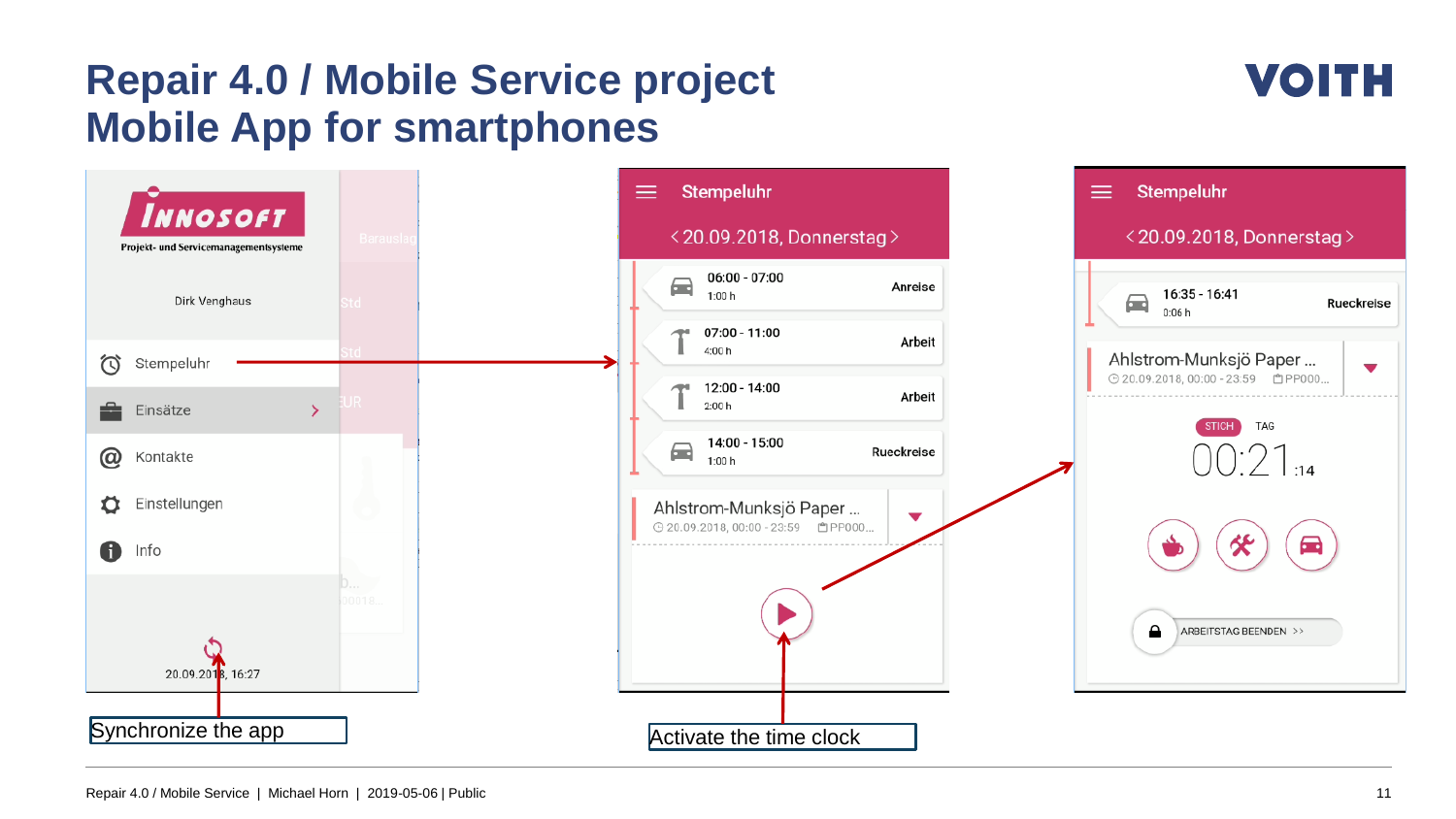# Repair 4.0 / Mobile Service project
# Mobile App for smartphones

**INNOSOFT**
Projekt- und Servicemanagementsysteme

Dirk Venghaus

- Stempeluhr
- Einsätze
- Kontakte
- Einstellungen
- Info

20.09.2018, 16:27

Synchronize the app

**Stempeluhr**

< 20.09.2018, Donnerstag >

| Zeit | Dauer | Art |
| --- | --- | --- |
| 06:00 - 07:00 | 1:00 h | Anreise |
| 07:00 - 11:00 | 4:00 h | Arbeit |
| 12:00 - 14:00 | 2:00 h | Arbeit |
| 14:00 - 15:00 | 1:00 h | Rueckreise |

Ahlstrom-Munksjö Paper ...
20.09.2018, 00:00 - 23:59 PP000...

Activate the time clock

**Stempeluhr**

< 20.09.2018, Donnerstag >

16:35 - 16:41
0:06 h
Rueckreise

Ahlstrom-Munksjö Paper ...
20.09.2018, 00:00 - 23:59 PP000...

STICH TAG

00:21:14

ARBEITSTAG BEENDEN >>

Repair 4.0 / Mobile Service | Michael Horn | 2019-05-06 | Public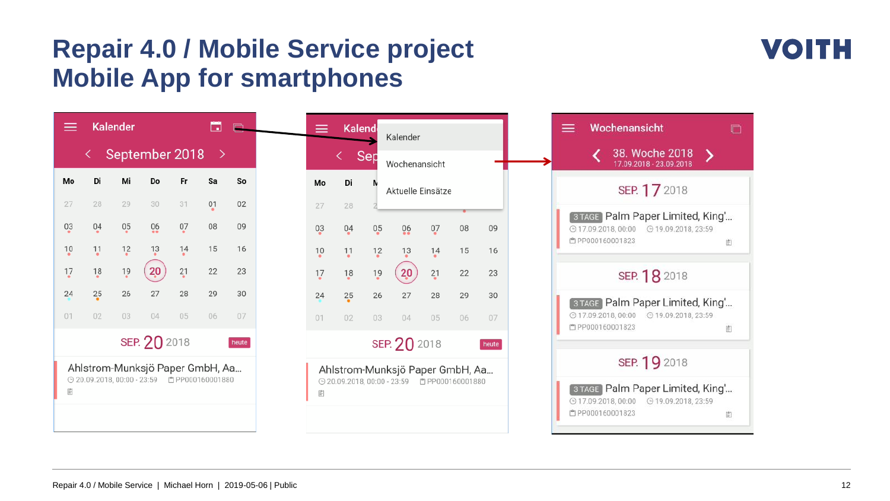# Repair 4.0 / Mobile Service project
# Mobile App for smartphones

Kalender

September 2018

| Mo | Di | Mi | Do | Fr | Sa | So |
|---|---|---|---|---|---|---|
| 27 | 28 | 29 | 30 | 31 | 01 | 02 |
| 03 | 04 | 05 | 06 | 07 | 08 | 09 |
| 10 | 11 | 12 | 13 | 14 | 15 | 16 |
| 17 | 18 | 19 | 20 | 21 | 22 | 23 |
| 24 | 25 | 26 | 27 | 28 | 29 | 30 |
| 01 | 02 | 03 | 04 | 05 | 06 | 07 |

SEP. 20 2018 heute

Ahlstrom-Munksjö Paper GmbH, Aa...
20.09.2018, 00:00 - 23:59 PP000160001880

- Kalender
- Wochenansicht
- Aktuelle Einsätze

Wochenansicht

38. Woche 2018
17.09.2018 - 23.09.2018

SEP. 17 2018

3 TAGE Palm Paper Limited, King'...
17.09.2018, 00:00 19.09.2018, 23:59
PP000160001823

SEP. 18 2018

3 TAGE Palm Paper Limited, King'...
17.09.2018, 00:00 19.09.2018, 23:59
PP000160001823

SEP. 19 2018

3 TAGE Palm Paper Limited, King'...
17.09.2018, 00:00 19.09.2018, 23:59
PP000160001823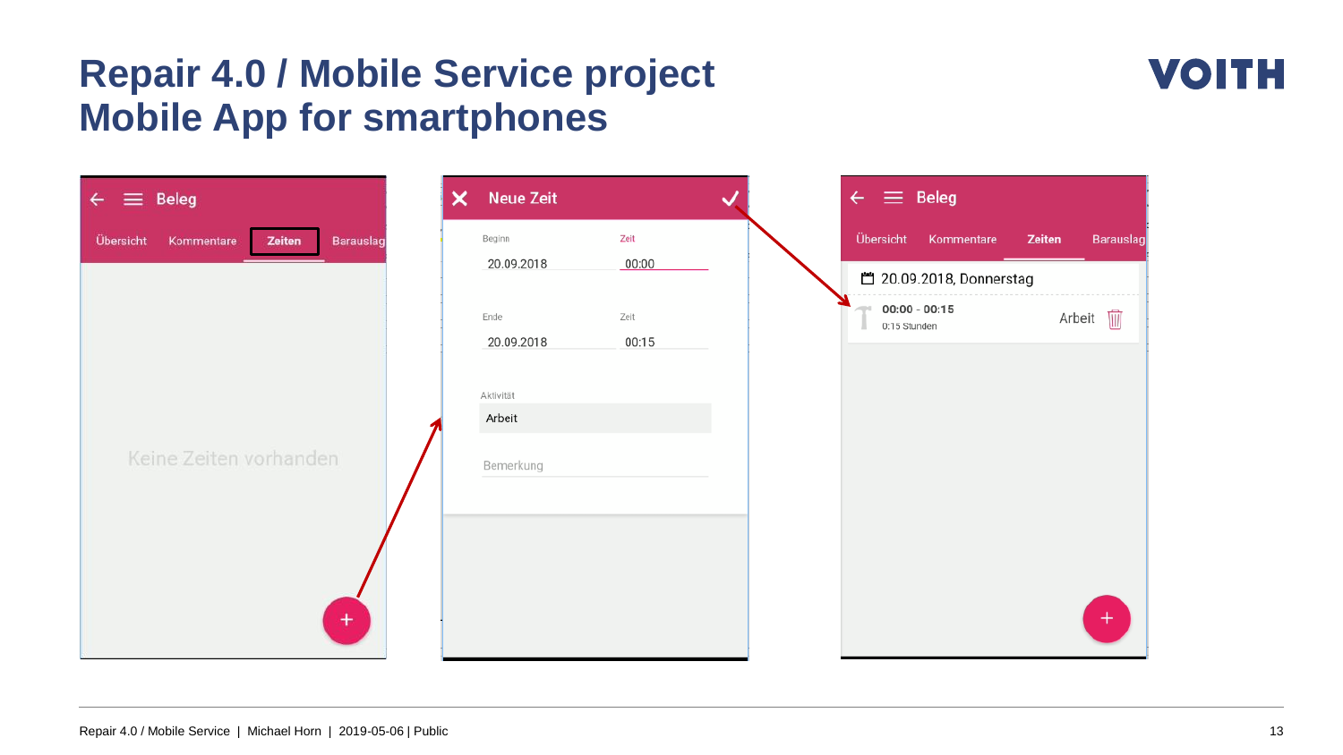# Repair 4.0 / Mobile Service project
# Mobile App for smartphones

Beleg

Übersicht | Kommentare | **Zeiten** | Barauslag

Keine Zeiten vorhanden

+

Neue Zeit

Beginn | Zeit
20.09.2018 | 00:00

Ende | Zeit
20.09.2018 | 00:15

Aktivität
Arbeit

Bemerkung

Beleg

Übersicht | Kommentare | **Zeiten** | Barauslag

20.09.2018, Donnerstag

**00:00 - 00:15**
0:15 Stunden

Arbeit

+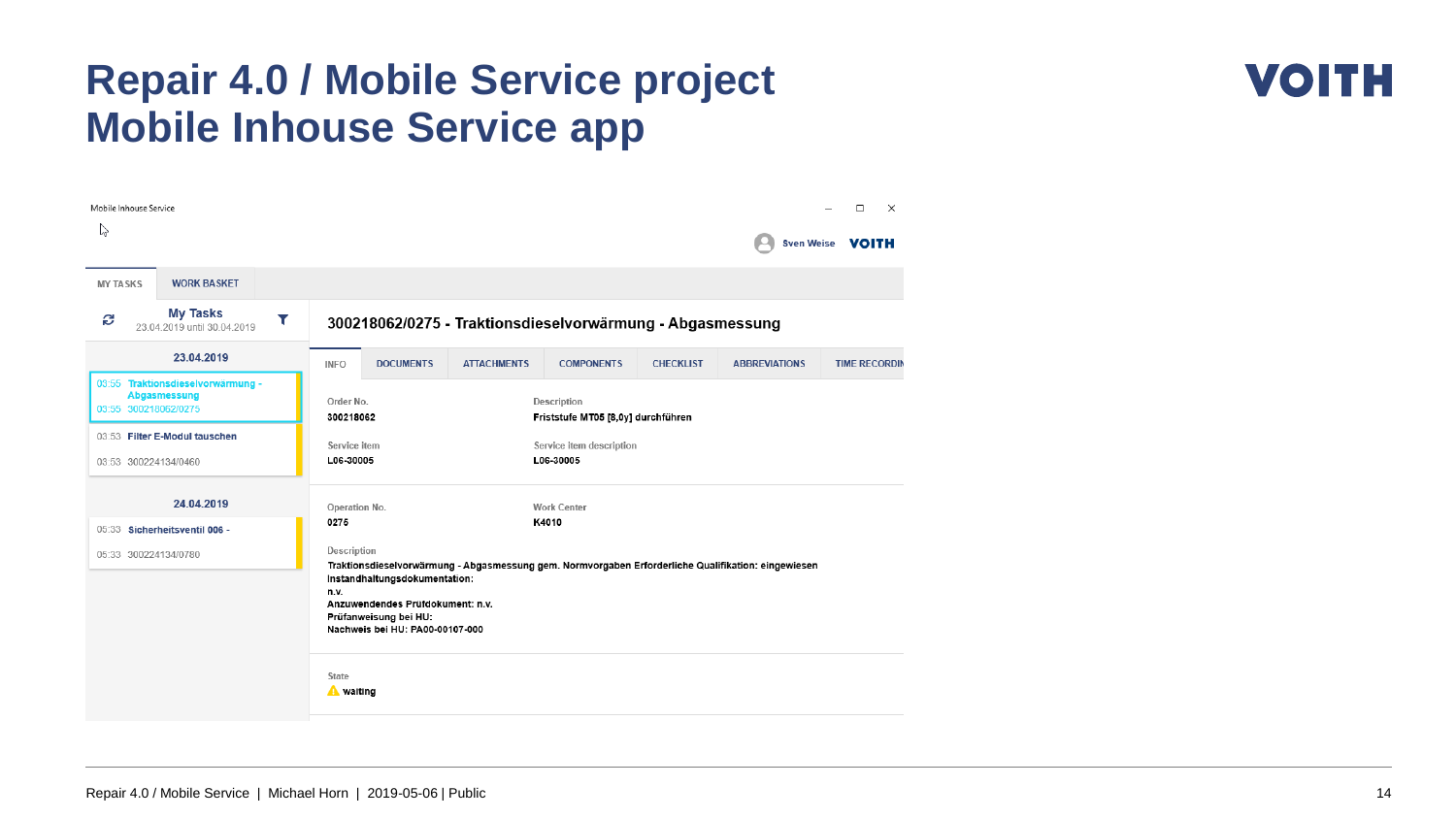# Repair 4.0 / Mobile Service project
# Mobile Inhouse Service app

Mobile Inhouse Service

Sven Weise VOITH

MY TASKS | WORK BASKET

**My Tasks**
23.04.2019 until 30.04.2019

**23.04.2019**

03:55 Traktionsdieselvorwärmung - Abgasmessung
03:55 300218062/0275

03:53 Filter E-Modul tauschen
03:53 300224134/0460

**24.04.2019**

05:33 Sicherheitsventil 006 -
05:33 300224134/0780

## 300218062/0275 - Traktionsdieselvorwärmung - Abgasmessung

INFO | DOCUMENTS | ATTACHMENTS | COMPONENTS | CHECKLIST | ABBREVIATIONS | TIME RECORDIN

Order No.
300218062

Description
Friststufe MT05 [8,0y] durchführen

Service Item
L06-30005

Service Item description
L06-30005

Operation No.
0275

Work Center
K4010

Description
Traktionsdieselvorwärmung - Abgasmessung gem. Normvorgaben Erforderliche Qualifikation: eingewiesen
Instandhaltungsdokumentation:
n.v.
Anzuwendendes Prüfdokument: n.v.
Prüfanweisung bei HU:
Nachweis bei HU: PA00-00107-000

State
waiting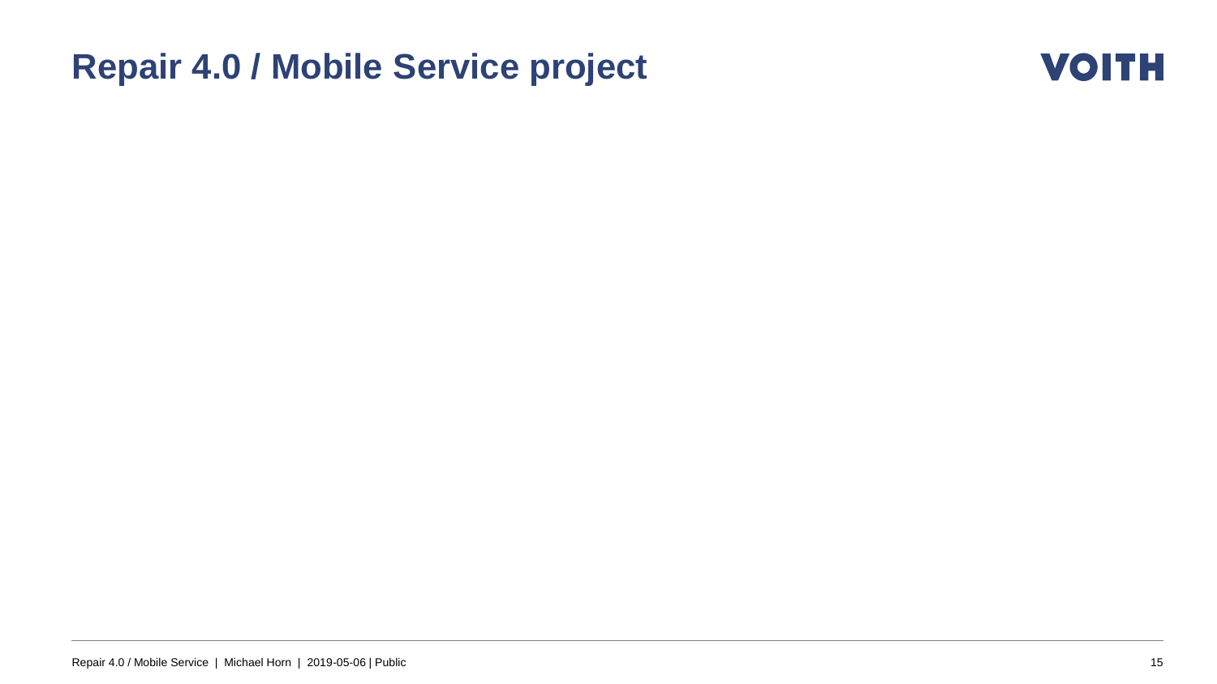# Repair 4.0 / Mobile Service project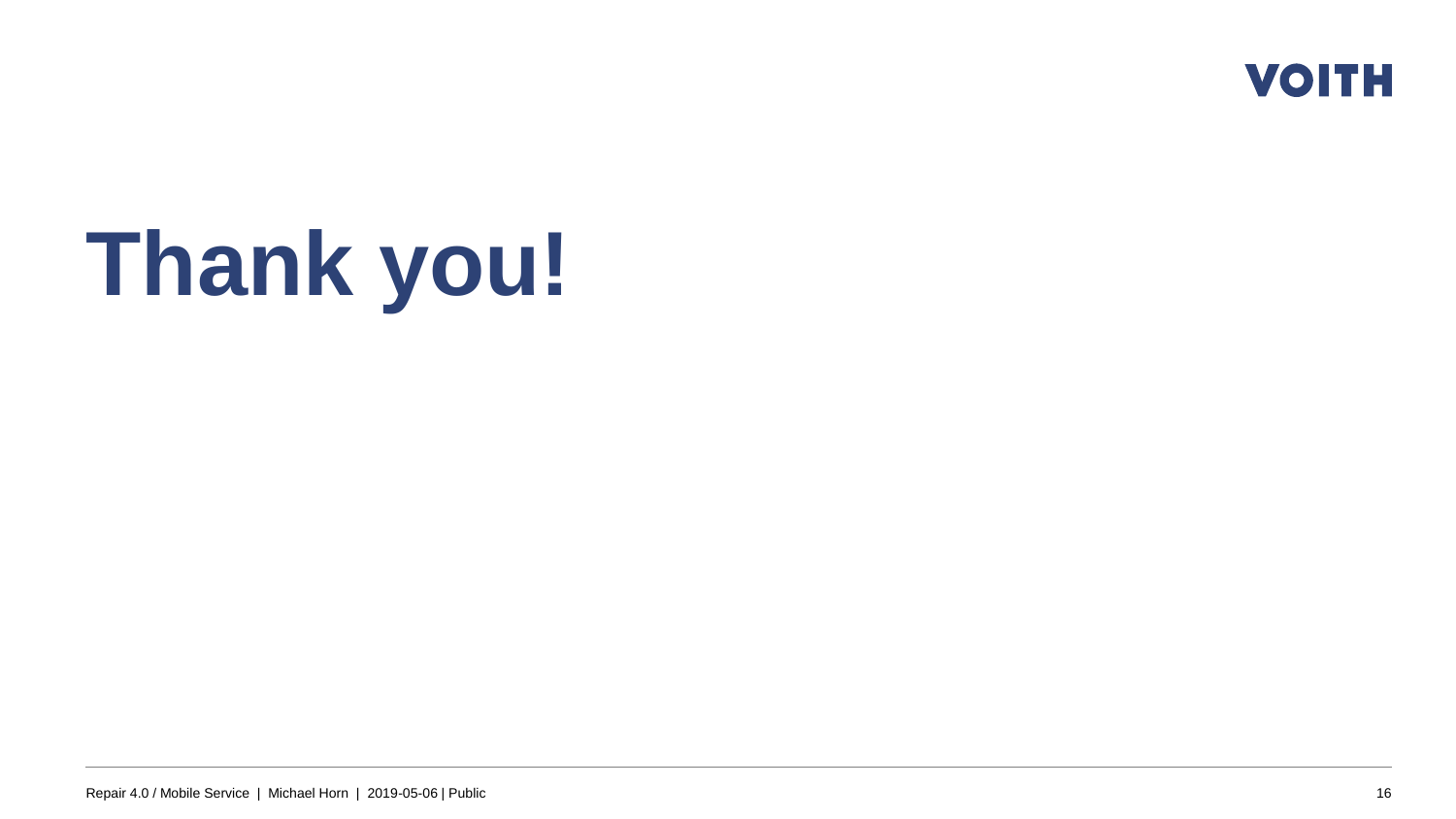# Thank you!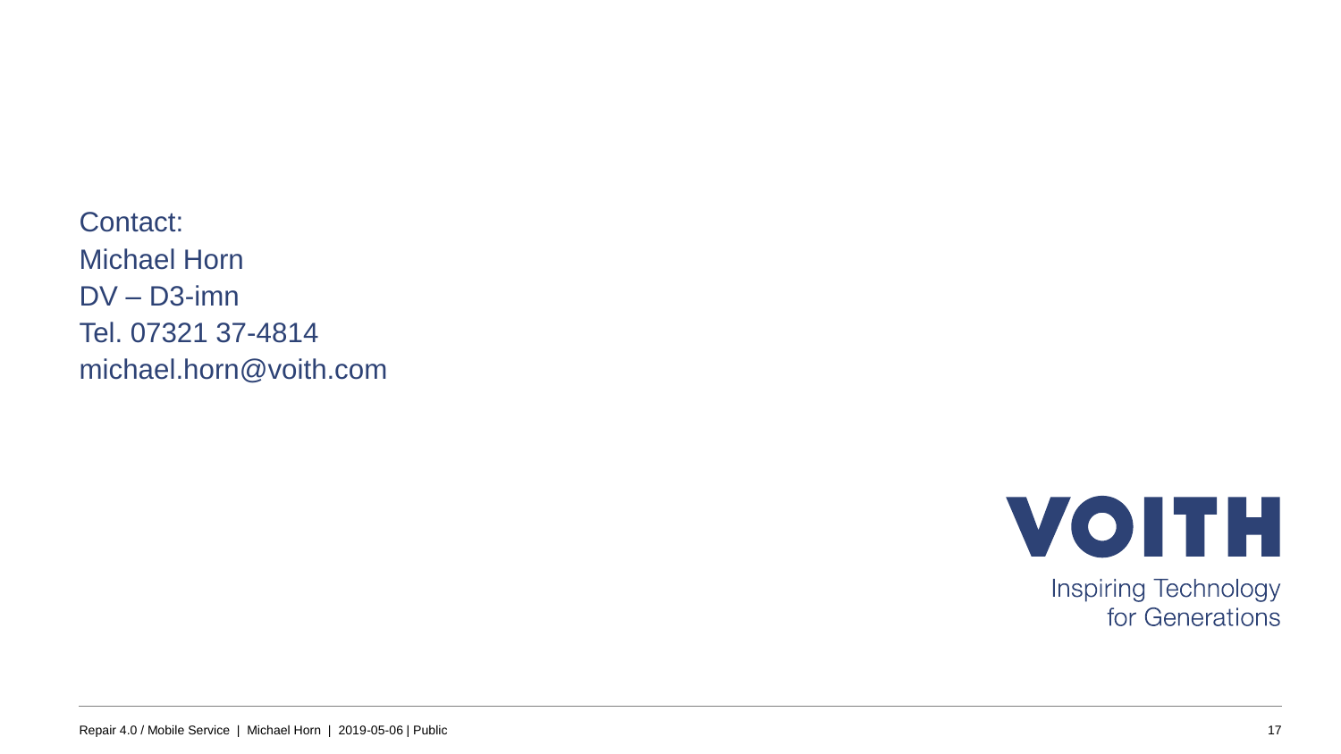Contact:
Michael Horn
DV – D3-imn
Tel. 07321 37-4814
michael.horn@voith.com

VOITH

Inspiring Technology
for Generations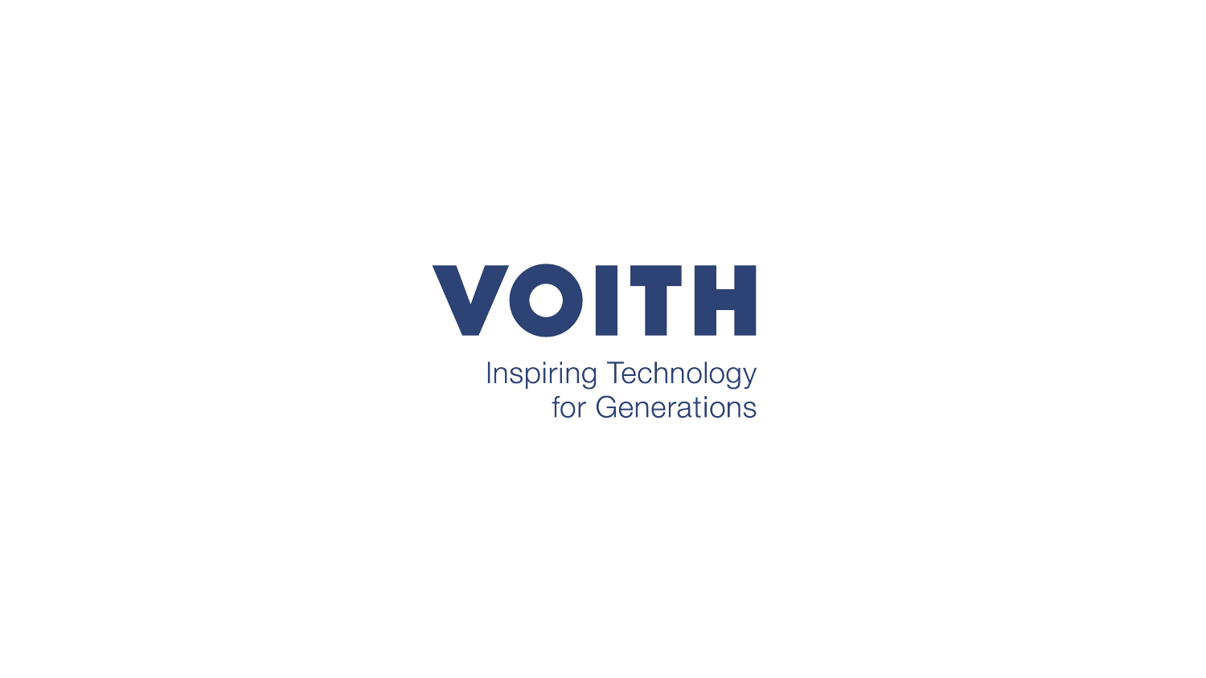VOITH

Inspiring Technology
for Generations